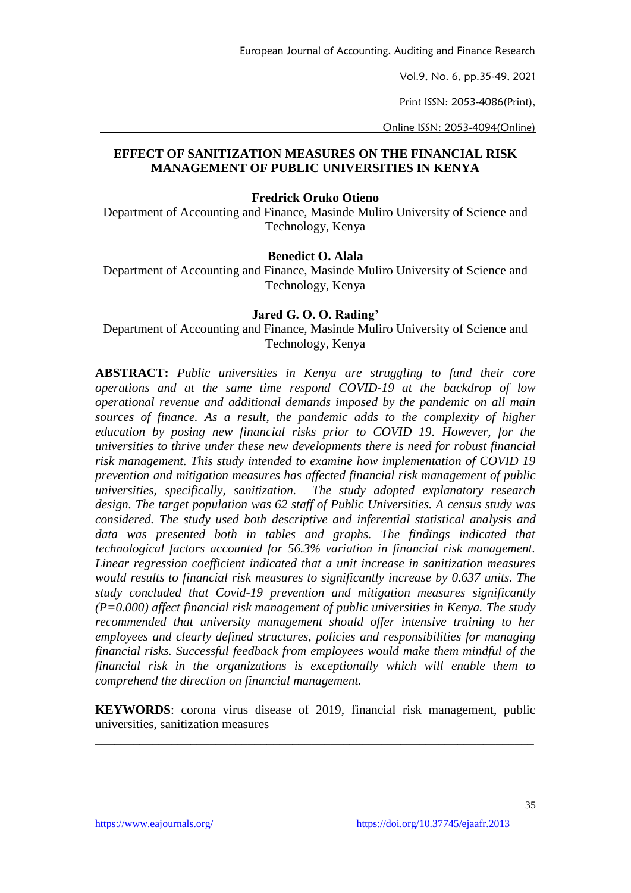# EFFECT OF SANITIZATION MEASURES ON THE FINANCIAL RISK MANAGEMENT OF PUBLIC UNIVERSITIES IN KENYA

**Fredrick Oruko Otieno**

Department of Accounting and Finance, Masinde Muliro University of Science and Technology, Kenya

**Benedict O. Alala**

Department of Accounting and Finance, Masinde Muliro University of Science and Technology, Kenya

**Jared G. O. O. Rading'**

Department of Accounting and Finance, Masinde Muliro University of Science and Technology, Kenya

**ABSTRACT:** *Public universities in Kenya are struggling to fund their core operations and at the same time respond COVID-19 at the backdrop of low operational revenue and additional demands imposed by the pandemic on all main sources of finance. As a result, the pandemic adds to the complexity of higher education by posing new financial risks prior to COVID 19. However, for the universities to thrive under these new developments there is need for robust financial risk management. This study intended to examine how implementation of COVID 19 prevention and mitigation measures has affected financial risk management of public universities, specifically, sanitization. The study adopted explanatory research design. The target population was 62 staff of Public Universities. A census study was considered. The study used both descriptive and inferential statistical analysis and data was presented both in tables and graphs. The findings indicated that technological factors accounted for 56.3% variation in financial risk management. Linear regression coefficient indicated that a unit increase in sanitization measures would results to financial risk measures to significantly increase by 0.637 units. The study concluded that Covid-19 prevention and mitigation measures significantly (P=0.000) affect financial risk management of public universities in Kenya. The study recommended that university management should offer intensive training to her employees and clearly defined structures, policies and responsibilities for managing financial risks. Successful feedback from employees would make them mindful of the financial risk in the organizations is exceptionally which will enable them to comprehend the direction on financial management.*

**KEYWORDS**: corona virus disease of 2019, financial risk management, public universities, sanitization measures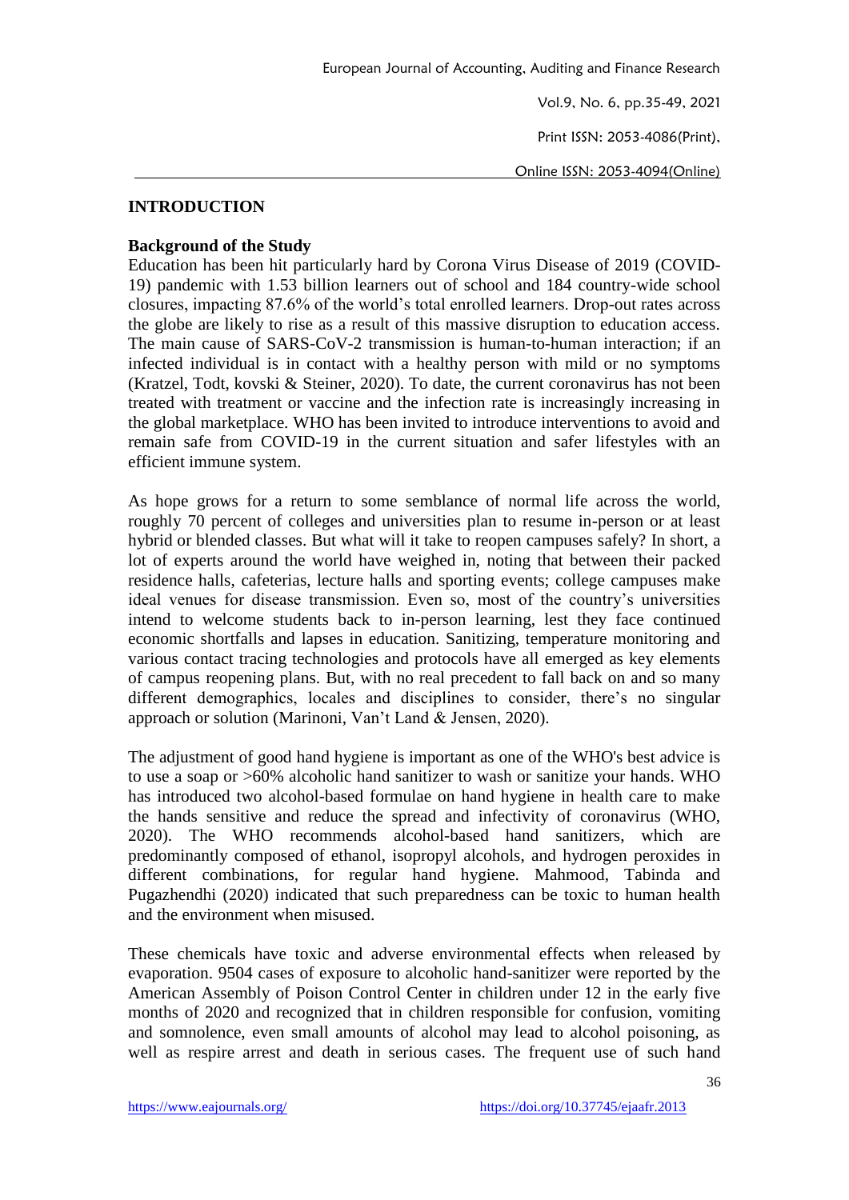## INTRODUCTION

### Background of the Study

Education has been hit particularly hard by Corona Virus Disease of 2019 (COVID-19) pandemic with 1.53 billion learners out of school and 184 country-wide school closures, impacting 87.6% of the world's total enrolled learners. Drop-out rates across the globe are likely to rise as a result of this massive disruption to education access. The main cause of SARS-CoV-2 transmission is human-to-human interaction; if an infected individual is in contact with a healthy person with mild or no symptoms (Kratzel, Todt, kovski & Steiner, 2020). To date, the current coronavirus has not been treated with treatment or vaccine and the infection rate is increasingly increasing in the global marketplace. WHO has been invited to introduce interventions to avoid and remain safe from COVID-19 in the current situation and safer lifestyles with an efficient immune system.

As hope grows for a return to some semblance of normal life across the world, roughly 70 percent of colleges and universities plan to resume in-person or at least hybrid or blended classes. But what will it take to reopen campuses safely? In short, a lot of experts around the world have weighed in, noting that between their packed residence halls, cafeterias, lecture halls and sporting events; college campuses make ideal venues for disease transmission. Even so, most of the country's universities intend to welcome students back to in-person learning, lest they face continued economic shortfalls and lapses in education. Sanitizing, temperature monitoring and various contact tracing technologies and protocols have all emerged as key elements of campus reopening plans. But, with no real precedent to fall back on and so many different demographics, locales and disciplines to consider, there's no singular approach or solution (Marinoni, Van't Land & Jensen, 2020).

The adjustment of good hand hygiene is important as one of the WHO's best advice is to use a soap or >60% alcoholic hand sanitizer to wash or sanitize your hands. WHO has introduced two alcohol-based formulae on hand hygiene in health care to make the hands sensitive and reduce the spread and infectivity of coronavirus (WHO, 2020). The WHO recommends alcohol-based hand sanitizers, which are predominantly composed of ethanol, isopropyl alcohols, and hydrogen peroxides in different combinations, for regular hand hygiene. Mahmood, Tabinda and Pugazhendhi (2020) indicated that such preparedness can be toxic to human health and the environment when misused.

These chemicals have toxic and adverse environmental effects when released by evaporation. 9504 cases of exposure to alcoholic hand-sanitizer were reported by the American Assembly of Poison Control Center in children under 12 in the early five months of 2020 and recognized that in children responsible for confusion, vomiting and somnolence, even small amounts of alcohol may lead to alcohol poisoning, as well as respire arrest and death in serious cases. The frequent use of such hand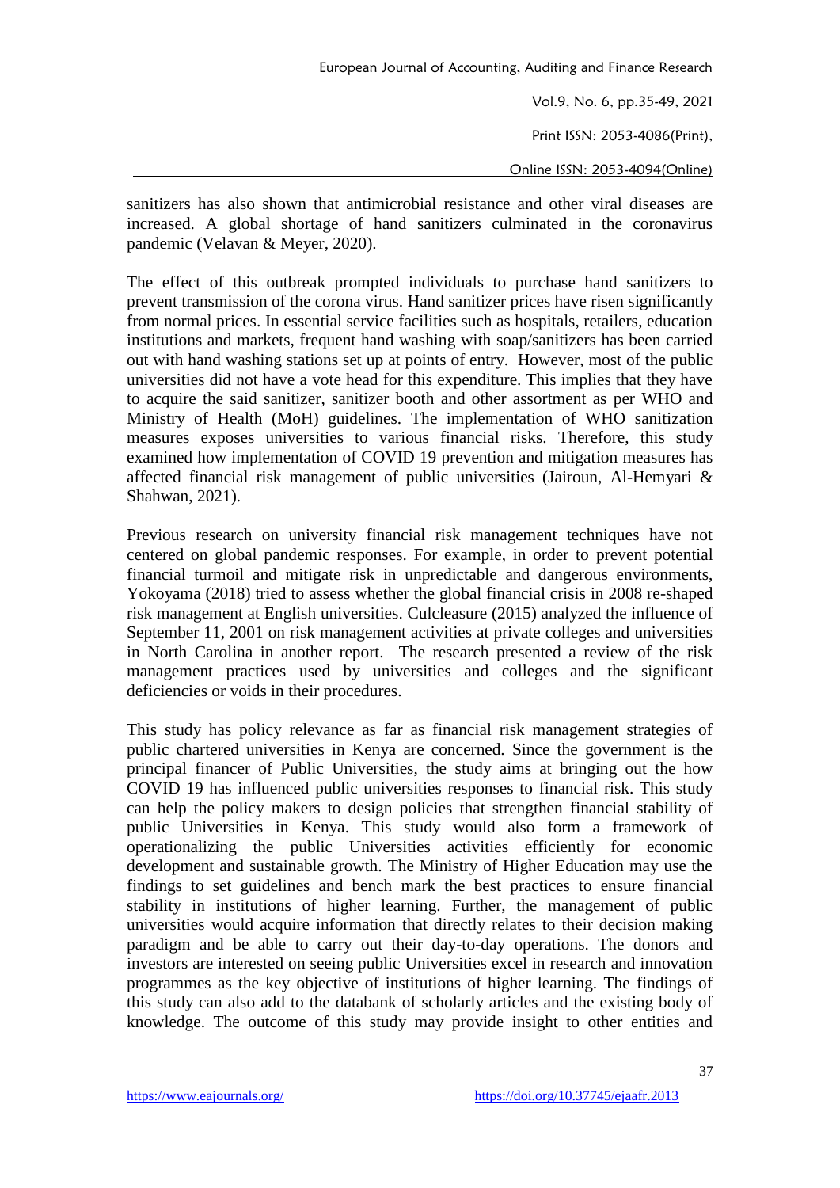sanitizers has also shown that antimicrobial resistance and other viral diseases are increased. A global shortage of hand sanitizers culminated in the coronavirus pandemic (Velavan & Meyer, 2020).

The effect of this outbreak prompted individuals to purchase hand sanitizers to prevent transmission of the corona virus. Hand sanitizer prices have risen significantly from normal prices. In essential service facilities such as hospitals, retailers, education institutions and markets, frequent hand washing with soap/sanitizers has been carried out with hand washing stations set up at points of entry. However, most of the public universities did not have a vote head for this expenditure. This implies that they have to acquire the said sanitizer, sanitizer booth and other assortment as per WHO and Ministry of Health (MoH) guidelines. The implementation of WHO sanitization measures exposes universities to various financial risks. Therefore, this study examined how implementation of COVID 19 prevention and mitigation measures has affected financial risk management of public universities (Jairoun, Al-Hemyari & Shahwan, 2021).

Previous research on university financial risk management techniques have not centered on global pandemic responses. For example, in order to prevent potential financial turmoil and mitigate risk in unpredictable and dangerous environments, Yokoyama (2018) tried to assess whether the global financial crisis in 2008 re-shaped risk management at English universities. Culcleasure (2015) analyzed the influence of September 11, 2001 on risk management activities at private colleges and universities in North Carolina in another report. The research presented a review of the risk management practices used by universities and colleges and the significant deficiencies or voids in their procedures.

This study has policy relevance as far as financial risk management strategies of public chartered universities in Kenya are concerned. Since the government is the principal financer of Public Universities, the study aims at bringing out the how COVID 19 has influenced public universities responses to financial risk. This study can help the policy makers to design policies that strengthen financial stability of public Universities in Kenya. This study would also form a framework of operationalizing the public Universities activities efficiently for economic development and sustainable growth. The Ministry of Higher Education may use the findings to set guidelines and bench mark the best practices to ensure financial stability in institutions of higher learning. Further, the management of public universities would acquire information that directly relates to their decision making paradigm and be able to carry out their day-to-day operations. The donors and investors are interested on seeing public Universities excel in research and innovation programmes as the key objective of institutions of higher learning. The findings of this study can also add to the databank of scholarly articles and the existing body of knowledge. The outcome of this study may provide insight to other entities and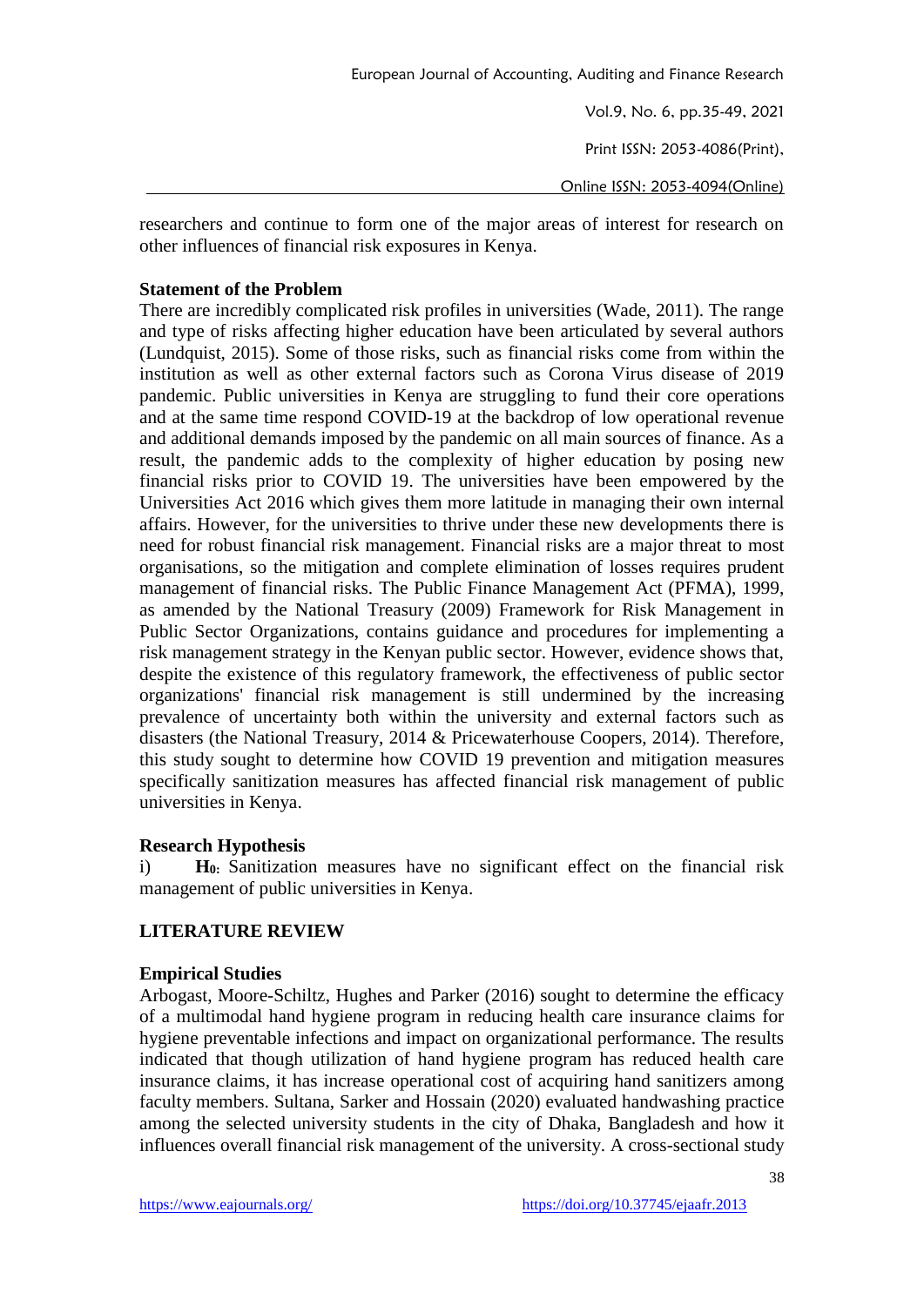researchers and continue to form one of the major areas of interest for research on other influences of financial risk exposures in Kenya.

### Statement of the Problem

There are incredibly complicated risk profiles in universities (Wade, 2011). The range and type of risks affecting higher education have been articulated by several authors (Lundquist, 2015). Some of those risks, such as financial risks come from within the institution as well as other external factors such as Corona Virus disease of 2019 pandemic. Public universities in Kenya are struggling to fund their core operations and at the same time respond COVID-19 at the backdrop of low operational revenue and additional demands imposed by the pandemic on all main sources of finance. As a result, the pandemic adds to the complexity of higher education by posing new financial risks prior to COVID 19. The universities have been empowered by the Universities Act 2016 which gives them more latitude in managing their own internal affairs. However, for the universities to thrive under these new developments there is need for robust financial risk management. Financial risks are a major threat to most organisations, so the mitigation and complete elimination of losses requires prudent management of financial risks. The Public Finance Management Act (PFMA), 1999, as amended by the National Treasury (2009) Framework for Risk Management in Public Sector Organizations, contains guidance and procedures for implementing a risk management strategy in the Kenyan public sector. However, evidence shows that, despite the existence of this regulatory framework, the effectiveness of public sector organizations' financial risk management is still undermined by the increasing prevalence of uncertainty both within the university and external factors such as disasters (the National Treasury, 2014 & Pricewaterhouse Coopers, 2014). Therefore, this study sought to determine how COVID 19 prevention and mitigation measures specifically sanitization measures has affected financial risk management of public universities in Kenya.

### Research Hypothesis

i) **$H_0$:** Sanitization measures have no significant effect on the financial risk management of public universities in Kenya.

## LITERATURE REVIEW

### Empirical Studies

Arbogast, Moore-Schiltz, Hughes and Parker (2016) sought to determine the efficacy of a multimodal hand hygiene program in reducing health care insurance claims for hygiene preventable infections and impact on organizational performance. The results indicated that though utilization of hand hygiene program has reduced health care insurance claims, it has increase operational cost of acquiring hand sanitizers among faculty members. Sultana, Sarker and Hossain (2020) evaluated handwashing practice among the selected university students in the city of Dhaka, Bangladesh and how it influences overall financial risk management of the university. A cross-sectional study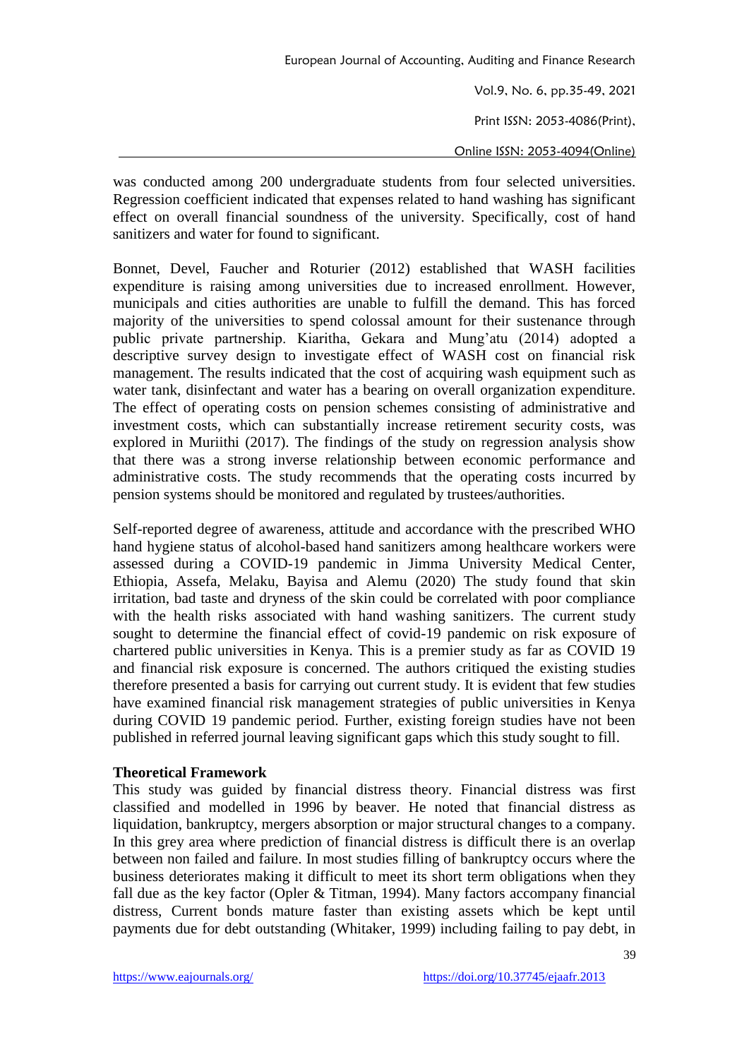was conducted among 200 undergraduate students from four selected universities. Regression coefficient indicated that expenses related to hand washing has significant effect on overall financial soundness of the university. Specifically, cost of hand sanitizers and water for found to significant.

Bonnet, Devel, Faucher and Roturier (2012) established that WASH facilities expenditure is raising among universities due to increased enrollment. However, municipals and cities authorities are unable to fulfill the demand. This has forced majority of the universities to spend colossal amount for their sustenance through public private partnership. Kiaritha, Gekara and Mung'atu (2014) adopted a descriptive survey design to investigate effect of WASH cost on financial risk management. The results indicated that the cost of acquiring wash equipment such as water tank, disinfectant and water has a bearing on overall organization expenditure. The effect of operating costs on pension schemes consisting of administrative and investment costs, which can substantially increase retirement security costs, was explored in Muriithi (2017). The findings of the study on regression analysis show that there was a strong inverse relationship between economic performance and administrative costs. The study recommends that the operating costs incurred by pension systems should be monitored and regulated by trustees/authorities.

Self-reported degree of awareness, attitude and accordance with the prescribed WHO hand hygiene status of alcohol-based hand sanitizers among healthcare workers were assessed during a COVID-19 pandemic in Jimma University Medical Center, Ethiopia, Assefa, Melaku, Bayisa and Alemu (2020) The study found that skin irritation, bad taste and dryness of the skin could be correlated with poor compliance with the health risks associated with hand washing sanitizers. The current study sought to determine the financial effect of covid-19 pandemic on risk exposure of chartered public universities in Kenya. This is a premier study as far as COVID 19 and financial risk exposure is concerned. The authors critiqued the existing studies therefore presented a basis for carrying out current study. It is evident that few studies have examined financial risk management strategies of public universities in Kenya during COVID 19 pandemic period. Further, existing foreign studies have not been published in referred journal leaving significant gaps which this study sought to fill.

**Theoretical Framework**

This study was guided by financial distress theory. Financial distress was first classified and modelled in 1996 by beaver. He noted that financial distress as liquidation, bankruptcy, mergers absorption or major structural changes to a company. In this grey area where prediction of financial distress is difficult there is an overlap between non failed and failure. In most studies filling of bankruptcy occurs where the business deteriorates making it difficult to meet its short term obligations when they fall due as the key factor (Opler & Titman, 1994). Many factors accompany financial distress, Current bonds mature faster than existing assets which be kept until payments due for debt outstanding (Whitaker, 1999) including failing to pay debt, in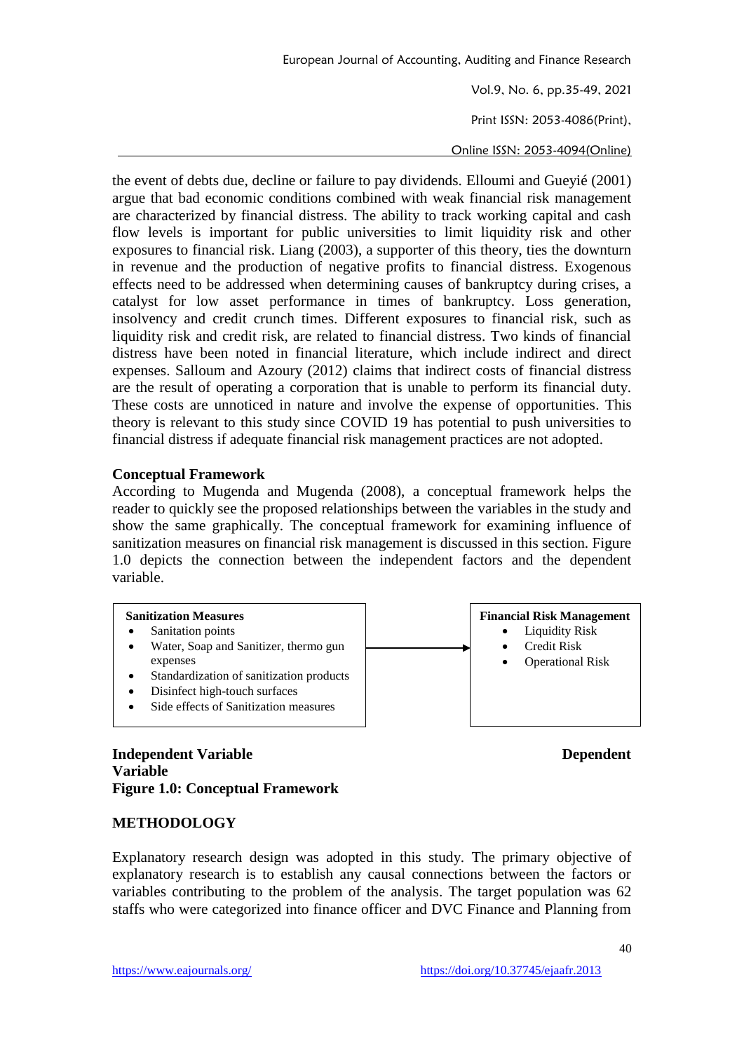the event of debts due, decline or failure to pay dividends. Elloumi and Gueyié (2001) argue that bad economic conditions combined with weak financial risk management are characterized by financial distress. The ability to track working capital and cash flow levels is important for public universities to limit liquidity risk and other exposures to financial risk. Liang (2003), a supporter of this theory, ties the downturn in revenue and the production of negative profits to financial distress. Exogenous effects need to be addressed when determining causes of bankruptcy during crises, a catalyst for low asset performance in times of bankruptcy. Loss generation, insolvency and credit crunch times. Different exposures to financial risk, such as liquidity risk and credit risk, are related to financial distress. Two kinds of financial distress have been noted in financial literature, which include indirect and direct expenses. Salloum and Azoury (2012) claims that indirect costs of financial distress are the result of operating a corporation that is unable to perform its financial duty. These costs are unnoticed in nature and involve the expense of opportunities. This theory is relevant to this study since COVID 19 has potential to push universities to financial distress if adequate financial risk management practices are not adopted.

**Conceptual Framework**

According to Mugenda and Mugenda (2008), a conceptual framework helps the reader to quickly see the proposed relationships between the variables in the study and show the same graphically. The conceptual framework for examining influence of sanitization measures on financial risk management is discussed in this section. Figure 1.0 depicts the connection between the independent factors and the dependent variable.

| Sanitization Measures | → | Financial Risk Management |
|---|---|---|
| • Sanitation points<br>• Water, Soap and Sanitizer, thermo gun expenses<br>• Standardization of sanitization products<br>• Disinfect high-touch surfaces<br>• Side effects of Sanitization measures | → | • Liquidity Risk<br>• Credit Risk<br>• Operational Risk |

**Independent Variable** **Dependent Variable**

**Figure 1.0: Conceptual Framework**

## METHODOLOGY

Explanatory research design was adopted in this study. The primary objective of explanatory research is to establish any causal connections between the factors or variables contributing to the problem of the analysis. The target population was 62 staffs who were categorized into finance officer and DVC Finance and Planning from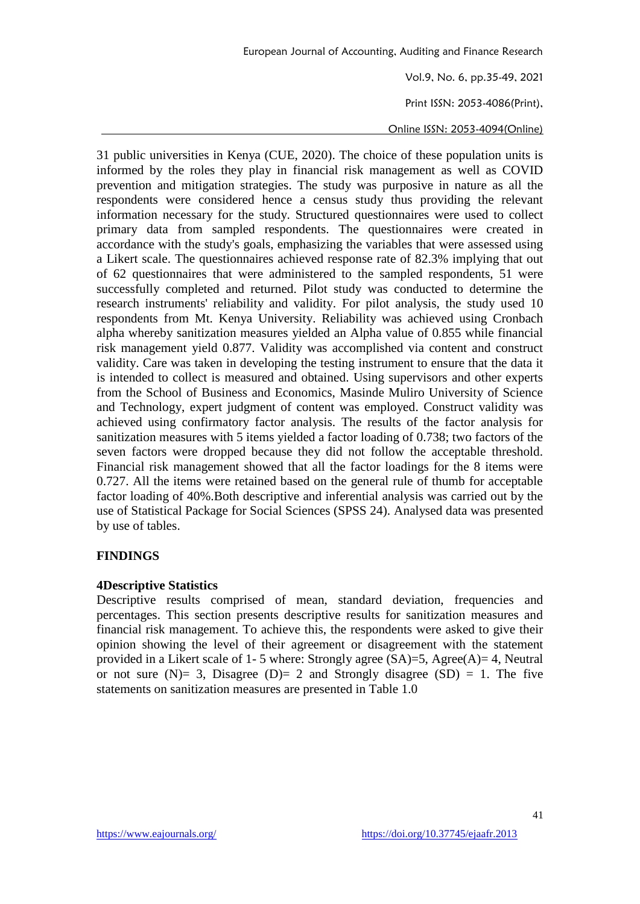31 public universities in Kenya (CUE, 2020). The choice of these population units is informed by the roles they play in financial risk management as well as COVID prevention and mitigation strategies. The study was purposive in nature as all the respondents were considered hence a census study thus providing the relevant information necessary for the study. Structured questionnaires were used to collect primary data from sampled respondents. The questionnaires were created in accordance with the study's goals, emphasizing the variables that were assessed using a Likert scale. The questionnaires achieved response rate of 82.3% implying that out of 62 questionnaires that were administered to the sampled respondents, 51 were successfully completed and returned. Pilot study was conducted to determine the research instruments' reliability and validity. For pilot analysis, the study used 10 respondents from Mt. Kenya University. Reliability was achieved using Cronbach alpha whereby sanitization measures yielded an Alpha value of 0.855 while financial risk management yield 0.877. Validity was accomplished via content and construct validity. Care was taken in developing the testing instrument to ensure that the data it is intended to collect is measured and obtained. Using supervisors and other experts from the School of Business and Economics, Masinde Muliro University of Science and Technology, expert judgment of content was employed. Construct validity was achieved using confirmatory factor analysis. The results of the factor analysis for sanitization measures with 5 items yielded a factor loading of 0.738; two factors of the seven factors were dropped because they did not follow the acceptable threshold. Financial risk management showed that all the factor loadings for the 8 items were 0.727. All the items were retained based on the general rule of thumb for acceptable factor loading of 40%.Both descriptive and inferential analysis was carried out by the use of Statistical Package for Social Sciences (SPSS 24). Analysed data was presented by use of tables.

## FINDINGS

### 4Descriptive Statistics

Descriptive results comprised of mean, standard deviation, frequencies and percentages. This section presents descriptive results for sanitization measures and financial risk management. To achieve this, the respondents were asked to give their opinion showing the level of their agreement or disagreement with the statement provided in a Likert scale of 1- 5 where: Strongly agree (SA)=5, Agree(A)= 4, Neutral or not sure (N)= 3, Disagree (D)= 2 and Strongly disagree (SD) = 1. The five statements on sanitization measures are presented in Table 1.0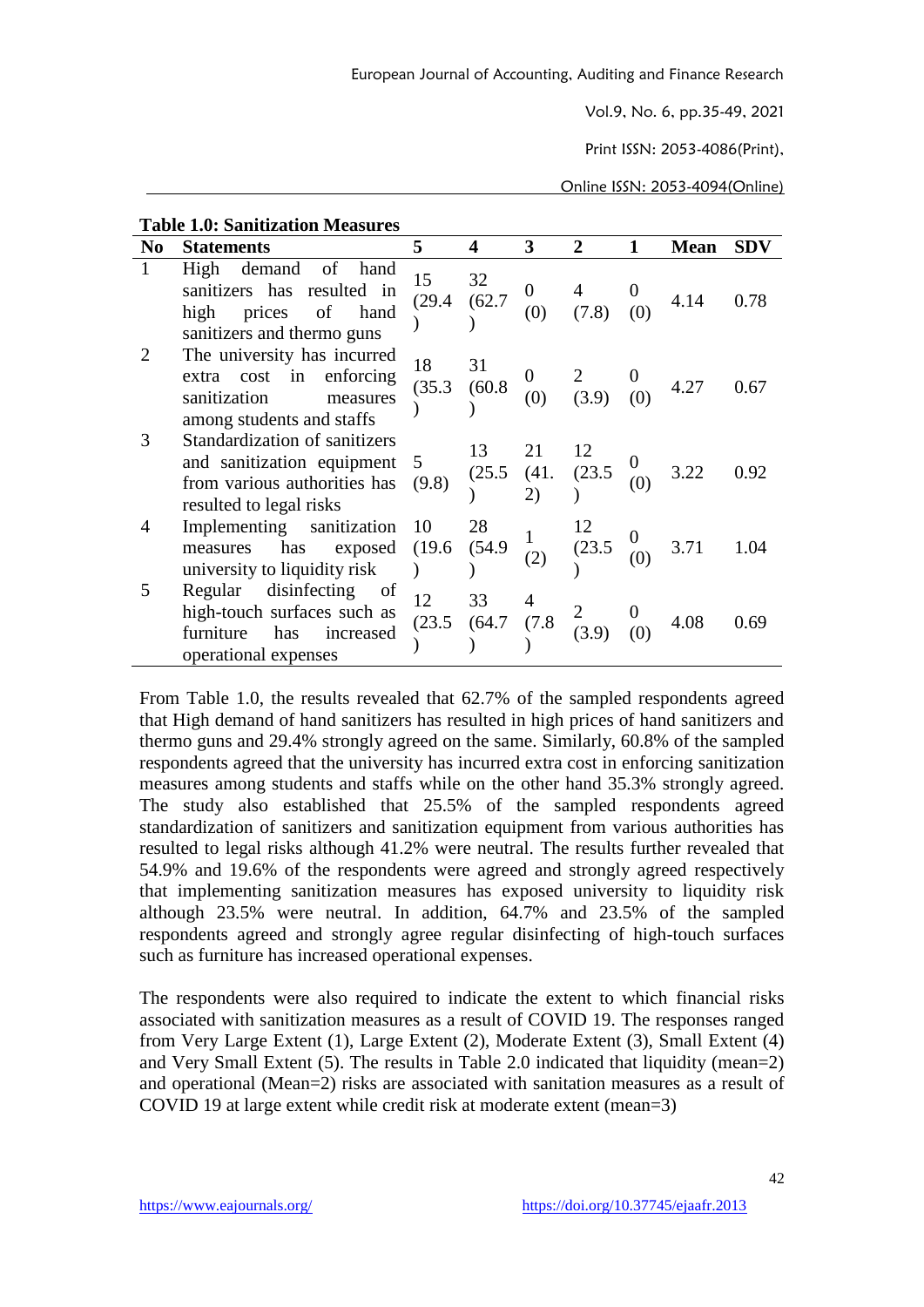**Table 1.0: Sanitization Measures**

| No | Statements | 5 | 4 | 3 | 2 | 1 | Mean | SDV |
|---|---|---|---|---|---|---|---|---|
| 1 | High demand of hand sanitizers has resulted in high prices of hand sanitizers and thermo guns | 15 (29.4) | 32 (62.7) | 0 (0) | 4 (7.8) | 0 (0) | 4.14 | 0.78 |
| 2 | The university has incurred extra cost in enforcing sanitization measures among students and staffs | 18 (35.3) | 31 (60.8) | 0 (0) | 2 (3.9) | 0 (0) | 4.27 | 0.67 |
| 3 | Standardization of sanitizers and sanitization equipment from various authorities has resulted to legal risks | 5 (9.8) | 13 (25.5) | 21 (41.2) | 12 (23.5) | 0 (0) | 3.22 | 0.92 |
| 4 | Implementing sanitization measures has exposed university to liquidity risk | 10 (19.6) | 28 (54.9) | 1 (2) | 12 (23.5) | 0 (0) | 3.71 | 1.04 |
| 5 | Regular disinfecting of high-touch surfaces such as furniture has increased operational expenses | 12 (23.5) | 33 (64.7) | 4 (7.8) | 2 (3.9) | 0 (0) | 4.08 | 0.69 |

From Table 1.0, the results revealed that 62.7% of the sampled respondents agreed that High demand of hand sanitizers has resulted in high prices of hand sanitizers and thermo guns and 29.4% strongly agreed on the same. Similarly, 60.8% of the sampled respondents agreed that the university has incurred extra cost in enforcing sanitization measures among students and staffs while on the other hand 35.3% strongly agreed. The study also established that 25.5% of the sampled respondents agreed standardization of sanitizers and sanitization equipment from various authorities has resulted to legal risks although 41.2% were neutral. The results further revealed that 54.9% and 19.6% of the respondents were agreed and strongly agreed respectively that implementing sanitization measures has exposed university to liquidity risk although 23.5% were neutral. In addition, 64.7% and 23.5% of the sampled respondents agreed and strongly agree regular disinfecting of high-touch surfaces such as furniture has increased operational expenses.

The respondents were also required to indicate the extent to which financial risks associated with sanitization measures as a result of COVID 19. The responses ranged from Very Large Extent (1), Large Extent (2), Moderate Extent (3), Small Extent (4) and Very Small Extent (5). The results in Table 2.0 indicated that liquidity (mean=2) and operational (Mean=2) risks are associated with sanitation measures as a result of COVID 19 at large extent while credit risk at moderate extent (mean=3)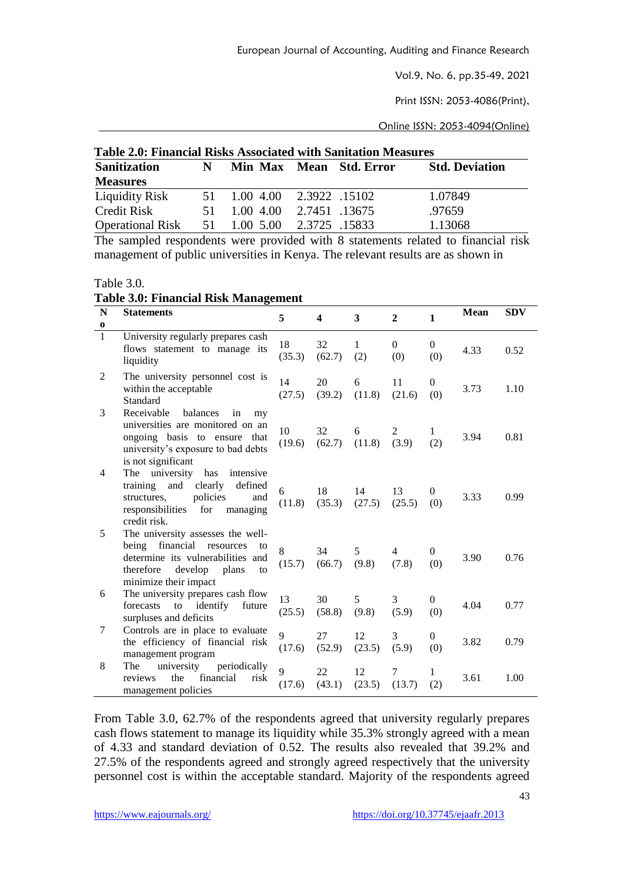**Table 2.0: Financial Risks Associated with Sanitation Measures**

| Sanitization Measures | N | Min | Max | Mean | Std. Error | Std. Deviation |
|---|---|---|---|---|---|---|
| Liquidity Risk | 51 | 1.00 | 4.00 | 2.3922 | .15102 | 1.07849 |
| Credit Risk | 51 | 1.00 | 4.00 | 2.7451 | .13675 | .97659 |
| Operational Risk | 51 | 1.00 | 5.00 | 2.3725 | .15833 | 1.13068 |

The sampled respondents were provided with 8 statements related to financial risk management of public universities in Kenya. The relevant results are as shown in Table 3.0.

**Table 3.0: Financial Risk Management**

| No | Statements | 5 | 4 | 3 | 2 | 1 | Mean | SDV |
|---|---|---|---|---|---|---|---|---|
| 1 | University regularly prepares cash flows statement to manage its liquidity | 18 (35.3) | 32 (62.7) | 1 (2) | 0 (0) | 0 (0) | 4.33 | 0.52 |
| 2 | The university personnel cost is within the acceptable Standard | 14 (27.5) | 20 (39.2) | 6 (11.8) | 11 (21.6) | 0 (0) | 3.73 | 1.10 |
| 3 | Receivable balances in my universities are monitored on an ongoing basis to ensure that university's exposure to bad debts is not significant | 10 (19.6) | 32 (62.7) | 6 (11.8) | 2 (3.9) | 1 (2) | 3.94 | 0.81 |
| 4 | The university has intensive training and clearly defined structures, policies and responsibilities for managing credit risk. | 6 (11.8) | 18 (35.3) | 14 (27.5) | 13 (25.5) | 0 (0) | 3.33 | 0.99 |
| 5 | The university assesses the well-being financial resources to determine its vulnerabilities and therefore develop plans to minimize their impact | 8 (15.7) | 34 (66.7) | 5 (9.8) | 4 (7.8) | 0 (0) | 3.90 | 0.76 |
| 6 | The university prepares cash flow forecasts to identify future surpluses and deficits | 13 (25.5) | 30 (58.8) | 5 (9.8) | 3 (5.9) | 0 (0) | 4.04 | 0.77 |
| 7 | Controls are in place to evaluate the efficiency of financial risk management program | 9 (17.6) | 27 (52.9) | 12 (23.5) | 3 (5.9) | 0 (0) | 3.82 | 0.79 |
| 8 | The university periodically reviews the financial risk management policies | 9 (17.6) | 22 (43.1) | 12 (23.5) | 7 (13.7) | 1 (2) | 3.61 | 1.00 |

From Table 3.0, 62.7% of the respondents agreed that university regularly prepares cash flows statement to manage its liquidity while 35.3% strongly agreed with a mean of 4.33 and standard deviation of 0.52. The results also revealed that 39.2% and 27.5% of the respondents agreed and strongly agreed respectively that the university personnel cost is within the acceptable standard. Majority of the respondents agreed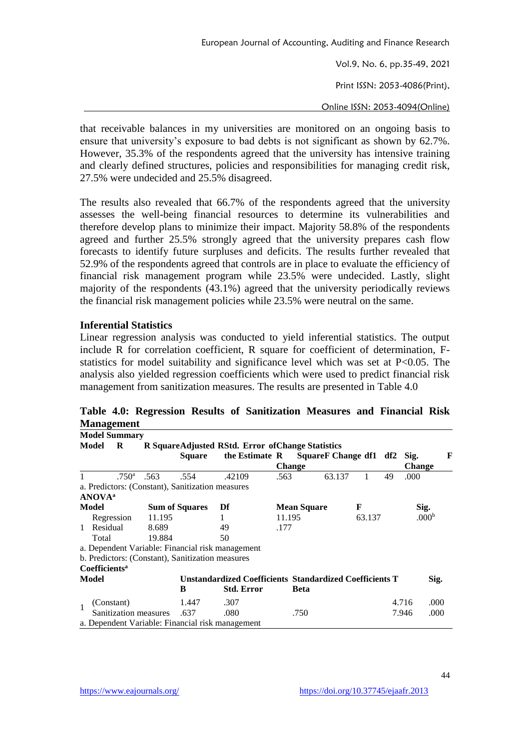that receivable balances in my universities are monitored on an ongoing basis to ensure that university's exposure to bad debts is not significant as shown by 62.7%. However, 35.3% of the respondents agreed that the university has intensive training and clearly defined structures, policies and responsibilities for managing credit risk, 27.5% were undecided and 25.5% disagreed.

The results also revealed that 66.7% of the respondents agreed that the university assesses the well-being financial resources to determine its vulnerabilities and therefore develop plans to minimize their impact. Majority 58.8% of the respondents agreed and further 25.5% strongly agreed that the university prepares cash flow forecasts to identify future surpluses and deficits. The results further revealed that 52.9% of the respondents agreed that controls are in place to evaluate the efficiency of financial risk management program while 23.5% were undecided. Lastly, slight majority of the respondents (43.1%) agreed that the university periodically reviews the financial risk management policies while 23.5% were neutral on the same.

### Inferential Statistics

Linear regression analysis was conducted to yield inferential statistics. The output include R for correlation coefficient, R square for coefficient of determination, F-statistics for model suitability and significance level which was set at $P<0.05$. The analysis also yielded regression coefficients which were used to predict financial risk management from sanitization measures. The results are presented in Table 4.0

**Table 4.0: Regression Results of Sanitization Measures and Financial Risk Management**

**Model Summary**

| Model | R | R Square | Adjusted R Square | Std. Error of the Estimate | R Square Change | F Change | df1 | df2 | Sig. F Change |
|---|---|---|---|---|---|---|---|---|---|
| 1 | .750[a] | .563 | .554 | .42109 | .563 | 63.137 | 1 | 49 | .000 |

a. Predictors: (Constant), Sanitization measures

**ANOVA[a]**

| Model | | Sum of Squares | Df | Mean Square | F | Sig. |
|---|---|---|---|---|---|---|
| 1 | Regression | 11.195 | 1 | 11.195 | 63.137 | .000[b] |
| | Residual | 8.689 | 49 | .177 | | |
| | Total | 19.884 | 50 | | | |

a. Dependent Variable: Financial risk management

b. Predictors: (Constant), Sanitization measures

**Coefficients[a]**

| Model | | Unstandardized Coefficients B | Unstandardized Coefficients Std. Error | Standardized Coefficients Beta | T | Sig. |
|---|---|---|---|---|---|---|
| 1 | (Constant) | 1.447 | .307 | | 4.716 | .000 |
| | Sanitization measures | .637 | .080 | .750 | 7.946 | .000 |

a. Dependent Variable: Financial risk management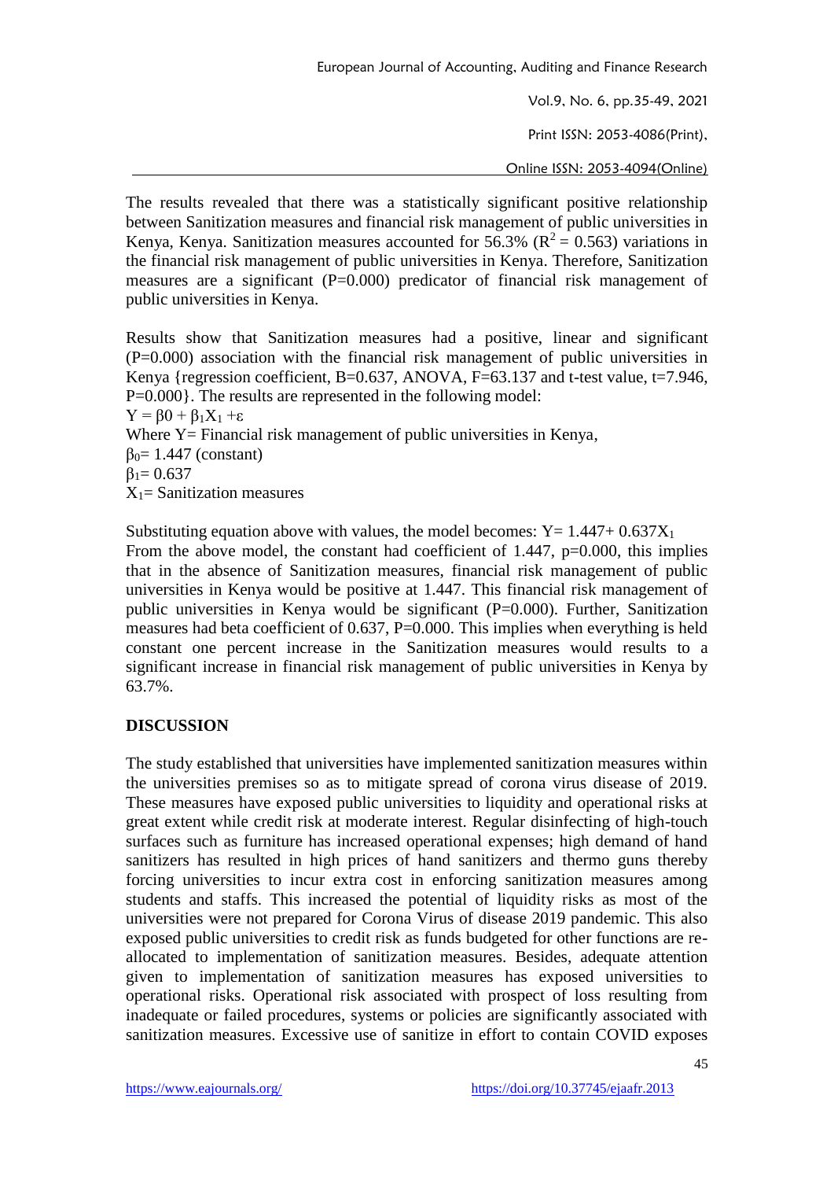The results revealed that there was a statistically significant positive relationship between Sanitization measures and financial risk management of public universities in Kenya, Kenya. Sanitization measures accounted for 56.3% ($R^2 = 0.563$) variations in the financial risk management of public universities in Kenya. Therefore, Sanitization measures are a significant (P=0.000) predicator of financial risk management of public universities in Kenya.

Results show that Sanitization measures had a positive, linear and significant (P=0.000) association with the financial risk management of public universities in Kenya {regression coefficient, B=0.637, ANOVA, F=63.137 and t-test value, t=7.946, P=0.000}. The results are represented in the following model:

$Y = \beta 0 + \beta_1 X_1 + \varepsilon$

Where Y= Financial risk management of public universities in Kenya,

$\beta_0 = 1.447$ (constant)

$\beta_1 = 0.637$

$X_1$= Sanitization measures

Substituting equation above with values, the model becomes: $Y = 1.447 + 0.637X_1$

From the above model, the constant had coefficient of 1.447, p=0.000, this implies that in the absence of Sanitization measures, financial risk management of public universities in Kenya would be positive at 1.447. This financial risk management of public universities in Kenya would be significant (P=0.000). Further, Sanitization measures had beta coefficient of 0.637, P=0.000. This implies when everything is held constant one percent increase in the Sanitization measures would results to a significant increase in financial risk management of public universities in Kenya by 63.7%.

## DISCUSSION

The study established that universities have implemented sanitization measures within the universities premises so as to mitigate spread of corona virus disease of 2019. These measures have exposed public universities to liquidity and operational risks at great extent while credit risk at moderate interest. Regular disinfecting of high-touch surfaces such as furniture has increased operational expenses; high demand of hand sanitizers has resulted in high prices of hand sanitizers and thermo guns thereby forcing universities to incur extra cost in enforcing sanitization measures among students and staffs. This increased the potential of liquidity risks as most of the universities were not prepared for Corona Virus of disease 2019 pandemic. This also exposed public universities to credit risk as funds budgeted for other functions are re-allocated to implementation of sanitization measures. Besides, adequate attention given to implementation of sanitization measures has exposed universities to operational risks. Operational risk associated with prospect of loss resulting from inadequate or failed procedures, systems or policies are significantly associated with sanitization measures. Excessive use of sanitize in effort to contain COVID exposes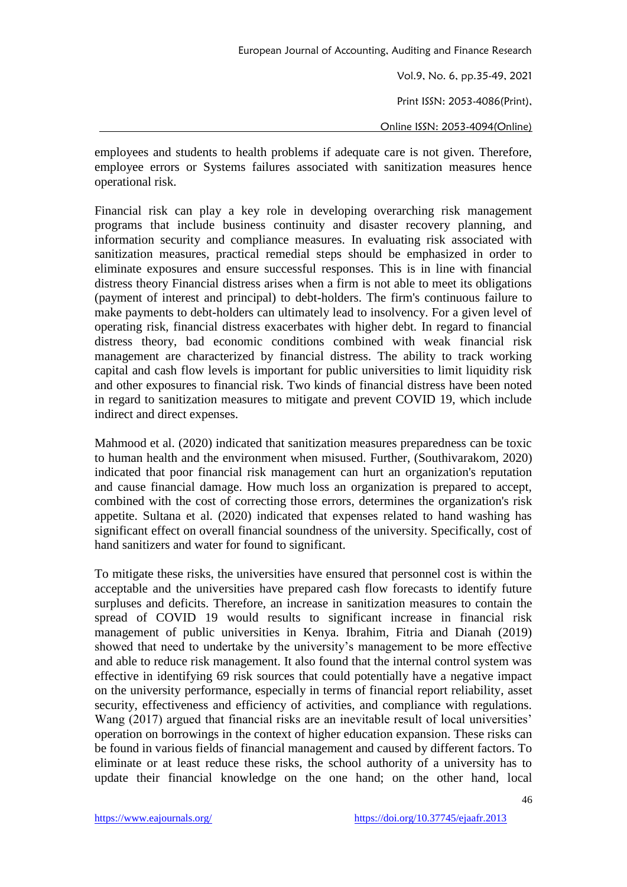employees and students to health problems if adequate care is not given. Therefore, employee errors or Systems failures associated with sanitization measures hence operational risk.

Financial risk can play a key role in developing overarching risk management programs that include business continuity and disaster recovery planning, and information security and compliance measures. In evaluating risk associated with sanitization measures, practical remedial steps should be emphasized in order to eliminate exposures and ensure successful responses. This is in line with financial distress theory Financial distress arises when a firm is not able to meet its obligations (payment of interest and principal) to debt-holders. The firm's continuous failure to make payments to debt-holders can ultimately lead to insolvency. For a given level of operating risk, financial distress exacerbates with higher debt. In regard to financial distress theory, bad economic conditions combined with weak financial risk management are characterized by financial distress. The ability to track working capital and cash flow levels is important for public universities to limit liquidity risk and other exposures to financial risk. Two kinds of financial distress have been noted in regard to sanitization measures to mitigate and prevent COVID 19, which include indirect and direct expenses.

Mahmood et al. (2020) indicated that sanitization measures preparedness can be toxic to human health and the environment when misused. Further, (Southivarakom, 2020) indicated that poor financial risk management can hurt an organization's reputation and cause financial damage. How much loss an organization is prepared to accept, combined with the cost of correcting those errors, determines the organization's risk appetite. Sultana et al. (2020) indicated that expenses related to hand washing has significant effect on overall financial soundness of the university. Specifically, cost of hand sanitizers and water for found to significant.

To mitigate these risks, the universities have ensured that personnel cost is within the acceptable and the universities have prepared cash flow forecasts to identify future surpluses and deficits. Therefore, an increase in sanitization measures to contain the spread of COVID 19 would results to significant increase in financial risk management of public universities in Kenya. Ibrahim, Fitria and Dianah (2019) showed that need to undertake by the university's management to be more effective and able to reduce risk management. It also found that the internal control system was effective in identifying 69 risk sources that could potentially have a negative impact on the university performance, especially in terms of financial report reliability, asset security, effectiveness and efficiency of activities, and compliance with regulations. Wang (2017) argued that financial risks are an inevitable result of local universities' operation on borrowings in the context of higher education expansion. These risks can be found in various fields of financial management and caused by different factors. To eliminate or at least reduce these risks, the school authority of a university has to update their financial knowledge on the one hand; on the other hand, local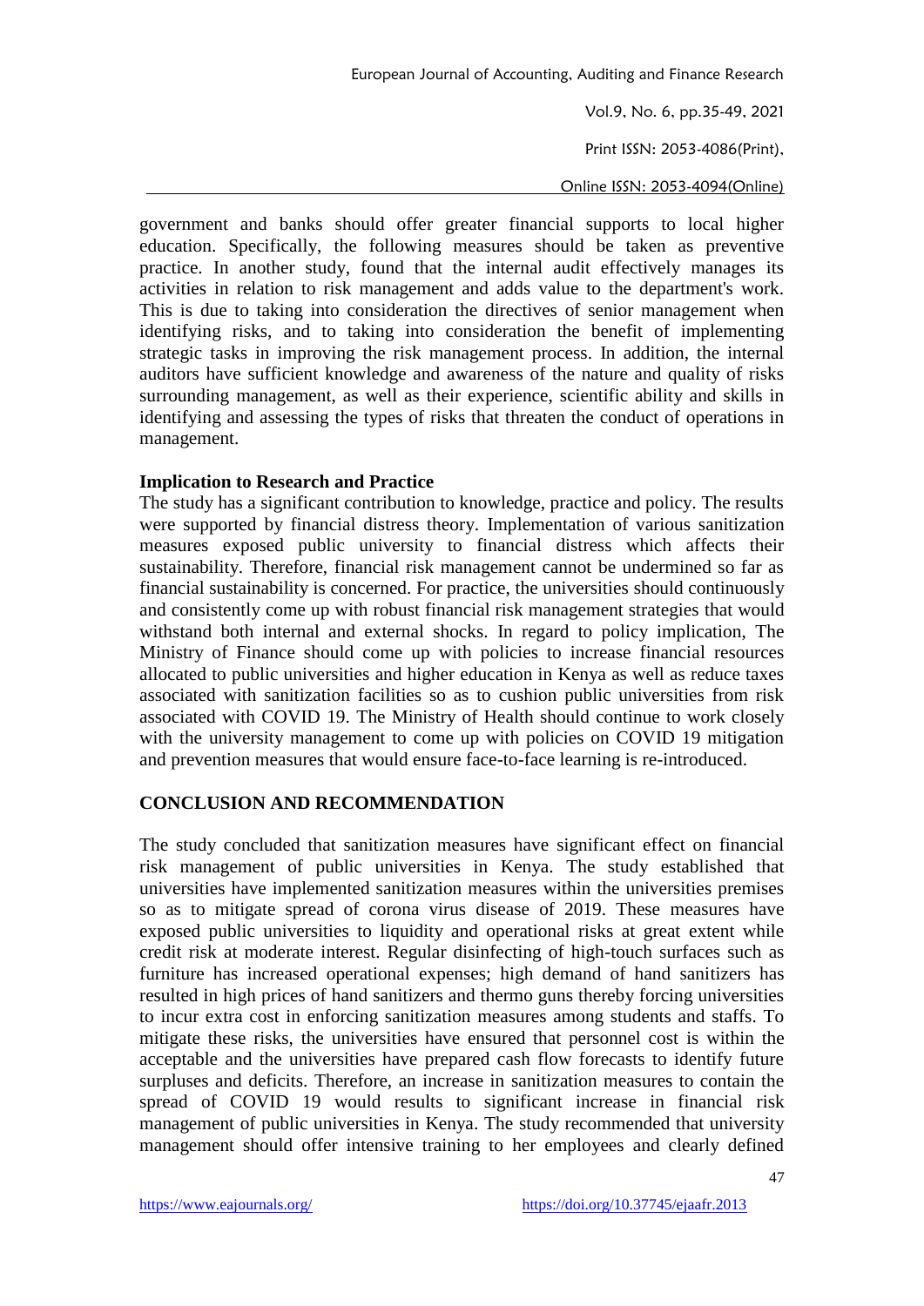government and banks should offer greater financial supports to local higher education. Specifically, the following measures should be taken as preventive practice. In another study, found that the internal audit effectively manages its activities in relation to risk management and adds value to the department's work. This is due to taking into consideration the directives of senior management when identifying risks, and to taking into consideration the benefit of implementing strategic tasks in improving the risk management process. In addition, the internal auditors have sufficient knowledge and awareness of the nature and quality of risks surrounding management, as well as their experience, scientific ability and skills in identifying and assessing the types of risks that threaten the conduct of operations in management.

### Implication to Research and Practice

The study has a significant contribution to knowledge, practice and policy. The results were supported by financial distress theory. Implementation of various sanitization measures exposed public university to financial distress which affects their sustainability. Therefore, financial risk management cannot be undermined so far as financial sustainability is concerned. For practice, the universities should continuously and consistently come up with robust financial risk management strategies that would withstand both internal and external shocks. In regard to policy implication, The Ministry of Finance should come up with policies to increase financial resources allocated to public universities and higher education in Kenya as well as reduce taxes associated with sanitization facilities so as to cushion public universities from risk associated with COVID 19. The Ministry of Health should continue to work closely with the university management to come up with policies on COVID 19 mitigation and prevention measures that would ensure face-to-face learning is re-introduced.

## CONCLUSION AND RECOMMENDATION

The study concluded that sanitization measures have significant effect on financial risk management of public universities in Kenya. The study established that universities have implemented sanitization measures within the universities premises so as to mitigate spread of corona virus disease of 2019. These measures have exposed public universities to liquidity and operational risks at great extent while credit risk at moderate interest. Regular disinfecting of high-touch surfaces such as furniture has increased operational expenses; high demand of hand sanitizers has resulted in high prices of hand sanitizers and thermo guns thereby forcing universities to incur extra cost in enforcing sanitization measures among students and staffs. To mitigate these risks, the universities have ensured that personnel cost is within the acceptable and the universities have prepared cash flow forecasts to identify future surpluses and deficits. Therefore, an increase in sanitization measures to contain the spread of COVID 19 would results to significant increase in financial risk management of public universities in Kenya. The study recommended that university management should offer intensive training to her employees and clearly defined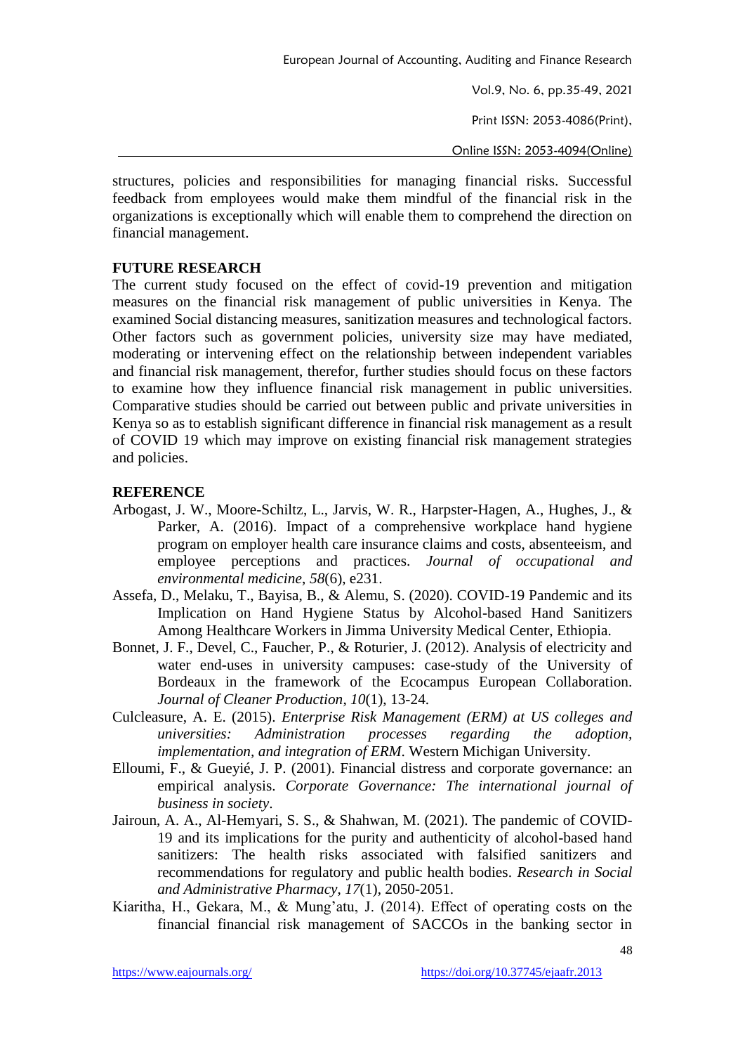structures, policies and responsibilities for managing financial risks. Successful feedback from employees would make them mindful of the financial risk in the organizations is exceptionally which will enable them to comprehend the direction on financial management.

## FUTURE RESEARCH

The current study focused on the effect of covid-19 prevention and mitigation measures on the financial risk management of public universities in Kenya. The examined Social distancing measures, sanitization measures and technological factors. Other factors such as government policies, university size may have mediated, moderating or intervening effect on the relationship between independent variables and financial risk management, therefor, further studies should focus on these factors to examine how they influence financial risk management in public universities. Comparative studies should be carried out between public and private universities in Kenya so as to establish significant difference in financial risk management as a result of COVID 19 which may improve on existing financial risk management strategies and policies.

## REFERENCE

Arbogast, J. W., Moore-Schiltz, L., Jarvis, W. R., Harpster-Hagen, A., Hughes, J., & Parker, A. (2016). Impact of a comprehensive workplace hand hygiene program on employer health care insurance claims and costs, absenteeism, and employee perceptions and practices. *Journal of occupational and environmental medicine*, *58*(6), e231.

Assefa, D., Melaku, T., Bayisa, B., & Alemu, S. (2020). COVID-19 Pandemic and its Implication on Hand Hygiene Status by Alcohol-based Hand Sanitizers Among Healthcare Workers in Jimma University Medical Center, Ethiopia.

Bonnet, J. F., Devel, C., Faucher, P., & Roturier, J. (2012). Analysis of electricity and water end-uses in university campuses: case-study of the University of Bordeaux in the framework of the Ecocampus European Collaboration. *Journal of Cleaner Production*, *10*(1), 13-24.

Culcleasure, A. E. (2015). *Enterprise Risk Management (ERM) at US colleges and universities: Administration processes regarding the adoption, implementation, and integration of ERM*. Western Michigan University.

Elloumi, F., & Gueyié, J. P. (2001). Financial distress and corporate governance: an empirical analysis. *Corporate Governance: The international journal of business in society*.

Jairoun, A. A., Al-Hemyari, S. S., & Shahwan, M. (2021). The pandemic of COVID-19 and its implications for the purity and authenticity of alcohol-based hand sanitizers: The health risks associated with falsified sanitizers and recommendations for regulatory and public health bodies. *Research in Social and Administrative Pharmacy*, *17*(1), 2050-2051.

Kiaritha, H., Gekara, M., & Mung'atu, J. (2014). Effect of operating costs on the financial financial risk management of SACCOs in the banking sector in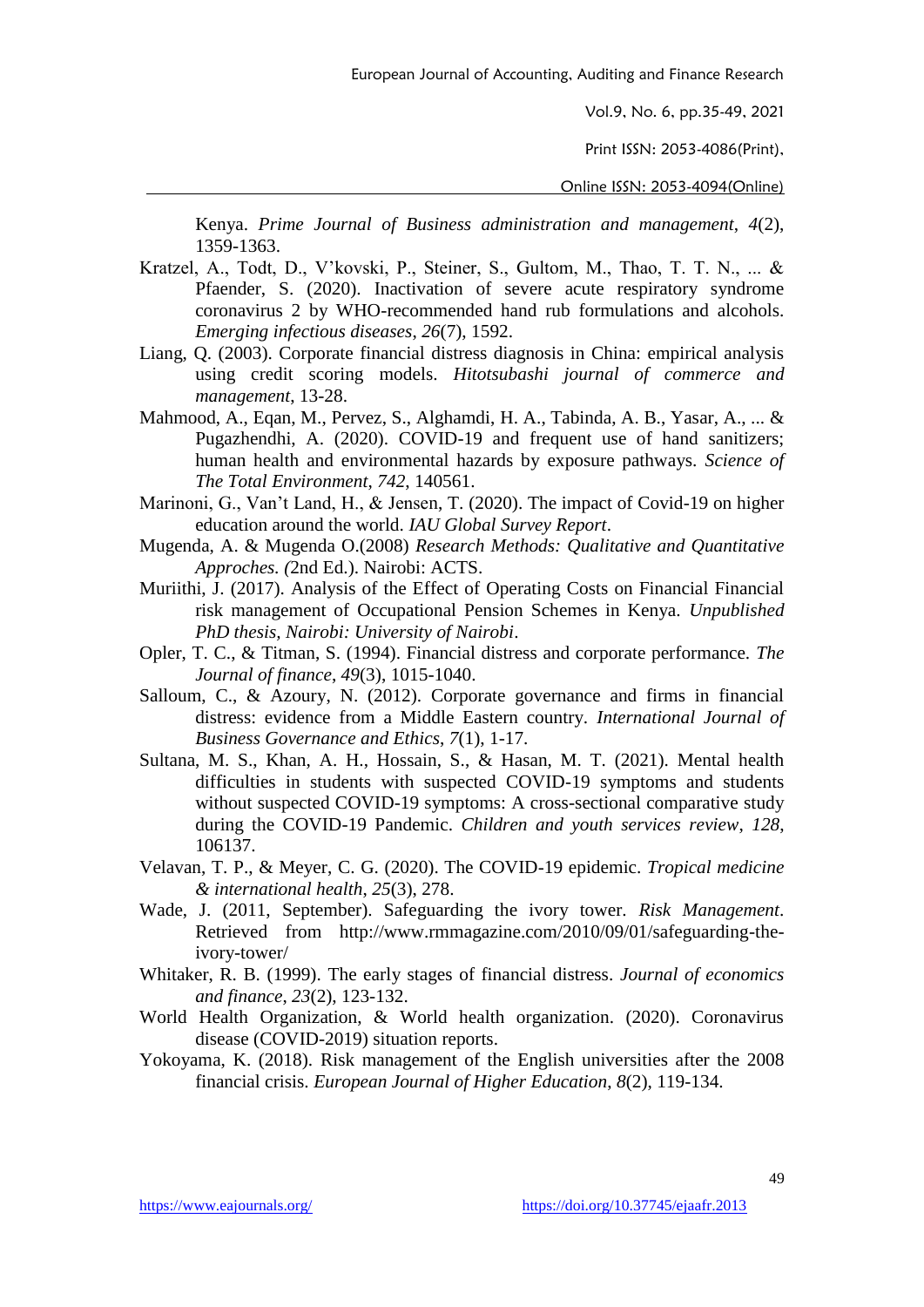Kenya. *Prime Journal of Business administration and management*, *4*(2), 1359-1363.

Kratzel, A., Todt, D., V'kovski, P., Steiner, S., Gultom, M., Thao, T. T. N., ... & Pfaender, S. (2020). Inactivation of severe acute respiratory syndrome coronavirus 2 by WHO-recommended hand rub formulations and alcohols. *Emerging infectious diseases*, *26*(7), 1592.

Liang, Q. (2003). Corporate financial distress diagnosis in China: empirical analysis using credit scoring models. *Hitotsubashi journal of commerce and management*, 13-28.

Mahmood, A., Eqan, M., Pervez, S., Alghamdi, H. A., Tabinda, A. B., Yasar, A., ... & Pugazhendhi, A. (2020). COVID-19 and frequent use of hand sanitizers; human health and environmental hazards by exposure pathways. *Science of The Total Environment*, *742*, 140561.

Marinoni, G., Van't Land, H., & Jensen, T. (2020). The impact of Covid-19 on higher education around the world. *IAU Global Survey Report*.

Mugenda, A. & Mugenda O.(2008) *Research Methods: Qualitative and Quantitative Approches. (*2nd Ed.). Nairobi: ACTS.

Muriithi, J. (2017). Analysis of the Effect of Operating Costs on Financial Financial risk management of Occupational Pension Schemes in Kenya. *Unpublished PhD thesis, Nairobi: University of Nairobi*.

Opler, T. C., & Titman, S. (1994). Financial distress and corporate performance. *The Journal of finance*, *49*(3), 1015-1040.

Salloum, C., & Azoury, N. (2012). Corporate governance and firms in financial distress: evidence from a Middle Eastern country. *International Journal of Business Governance and Ethics*, *7*(1), 1-17.

Sultana, M. S., Khan, A. H., Hossain, S., & Hasan, M. T. (2021). Mental health difficulties in students with suspected COVID-19 symptoms and students without suspected COVID-19 symptoms: A cross-sectional comparative study during the COVID-19 Pandemic. *Children and youth services review*, *128*, 106137.

Velavan, T. P., & Meyer, C. G. (2020). The COVID-19 epidemic. *Tropical medicine & international health*, *25*(3), 278.

Wade, J. (2011, September). Safeguarding the ivory tower. *Risk Management*. Retrieved from http://www.rmmagazine.com/2010/09/01/safeguarding-the-ivory-tower/

Whitaker, R. B. (1999). The early stages of financial distress. *Journal of economics and finance*, *23*(2), 123-132.

World Health Organization, & World health organization. (2020). Coronavirus disease (COVID-2019) situation reports.

Yokoyama, K. (2018). Risk management of the English universities after the 2008 financial crisis. *European Journal of Higher Education*, *8*(2), 119-134.